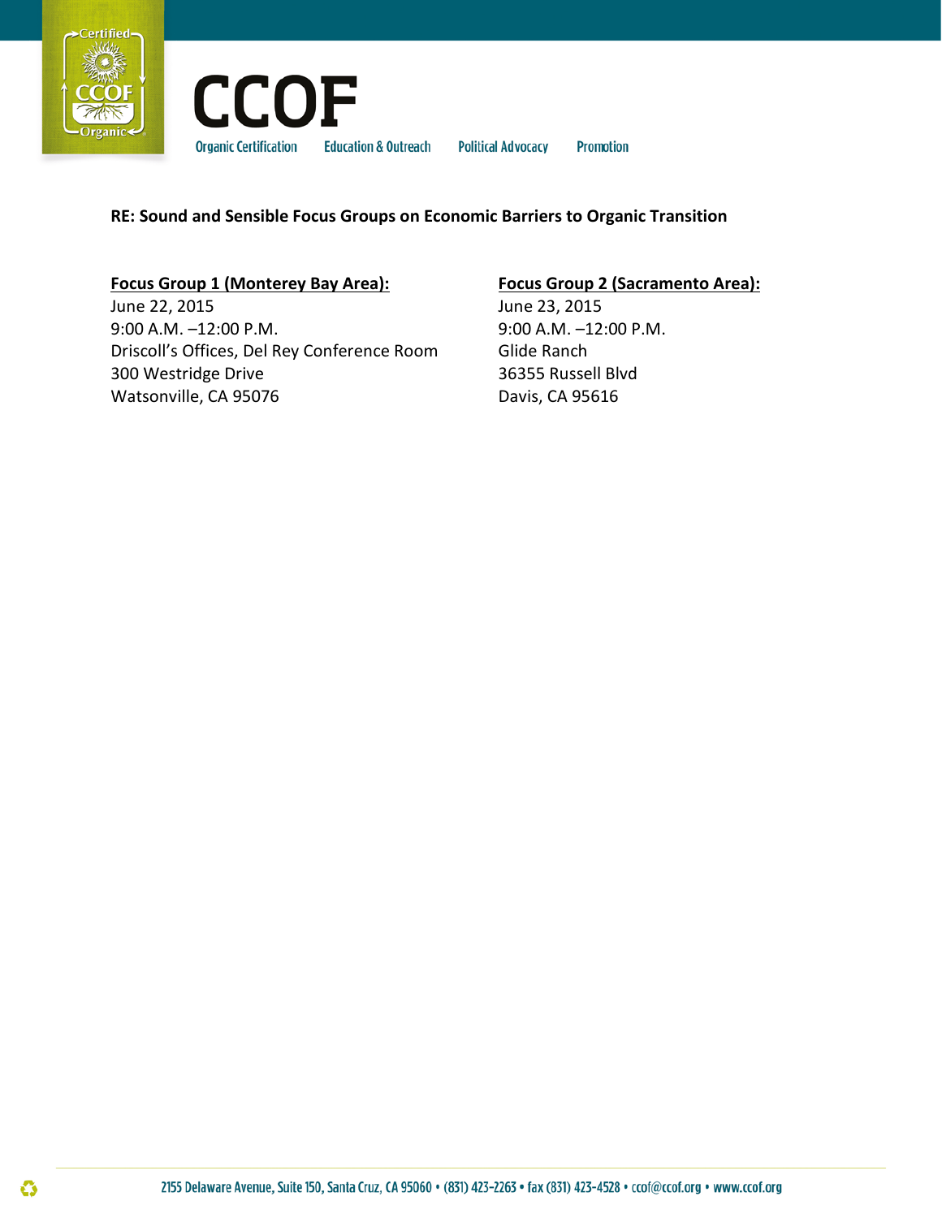# CCOF

Organic Certification    Education & Outreach    Political Advocacy    Promotion

**RE: Sound and Sensible Focus Groups on Economic Barriers to Organic Transition**

**Focus Group 1 (Monterey Bay Area):**
June 22, 2015
9:00 A.M. –12:00 P.M.
Driscoll's Offices, Del Rey Conference Room
300 Westridge Drive
Watsonville, CA 95076

**Focus Group 2 (Sacramento Area):**
June 23, 2015
9:00 A.M. –12:00 P.M.
Glide Ranch
36355 Russell Blvd
Davis, CA 95616

2155 Delaware Avenue, Suite 150, Santa Cruz, CA 95060 • (831) 423-2263 • fax (831) 423-4528 • ccof@ccof.org • www.ccof.org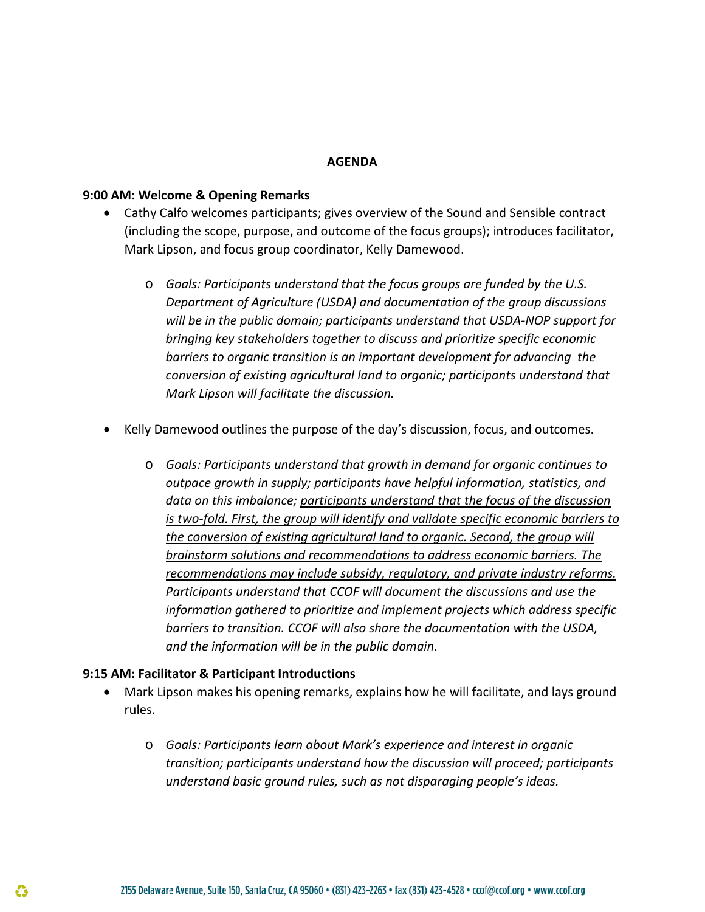**AGENDA**

**9:00 AM: Welcome & Opening Remarks**

- Cathy Calfo welcomes participants; gives overview of the Sound and Sensible contract (including the scope, purpose, and outcome of the focus groups); introduces facilitator, Mark Lipson, and focus group coordinator, Kelly Damewood.
  - *Goals: Participants understand that the focus groups are funded by the U.S. Department of Agriculture (USDA) and documentation of the group discussions will be in the public domain; participants understand that USDA-NOP support for bringing key stakeholders together to discuss and prioritize specific economic barriers to organic transition is an important development for advancing the conversion of existing agricultural land to organic; participants understand that Mark Lipson will facilitate the discussion.*
- Kelly Damewood outlines the purpose of the day's discussion, focus, and outcomes.
  - *Goals: Participants understand that growth in demand for organic continues to outpace growth in supply; participants have helpful information, statistics, and data on this imbalance; <u>participants understand that the focus of the discussion is two-fold. First, the group will identify and validate specific economic barriers to the conversion of existing agricultural land to organic. Second, the group will brainstorm solutions and recommendations to address economic barriers. The recommendations may include subsidy, regulatory, and private industry reforms.</u> Participants understand that CCOF will document the discussions and use the information gathered to prioritize and implement projects which address specific barriers to transition. CCOF will also share the documentation with the USDA, and the information will be in the public domain.*

**9:15 AM: Facilitator & Participant Introductions**

- Mark Lipson makes his opening remarks, explains how he will facilitate, and lays ground rules.
  - *Goals: Participants learn about Mark's experience and interest in organic transition; participants understand how the discussion will proceed; participants understand basic ground rules, such as not disparaging people's ideas.*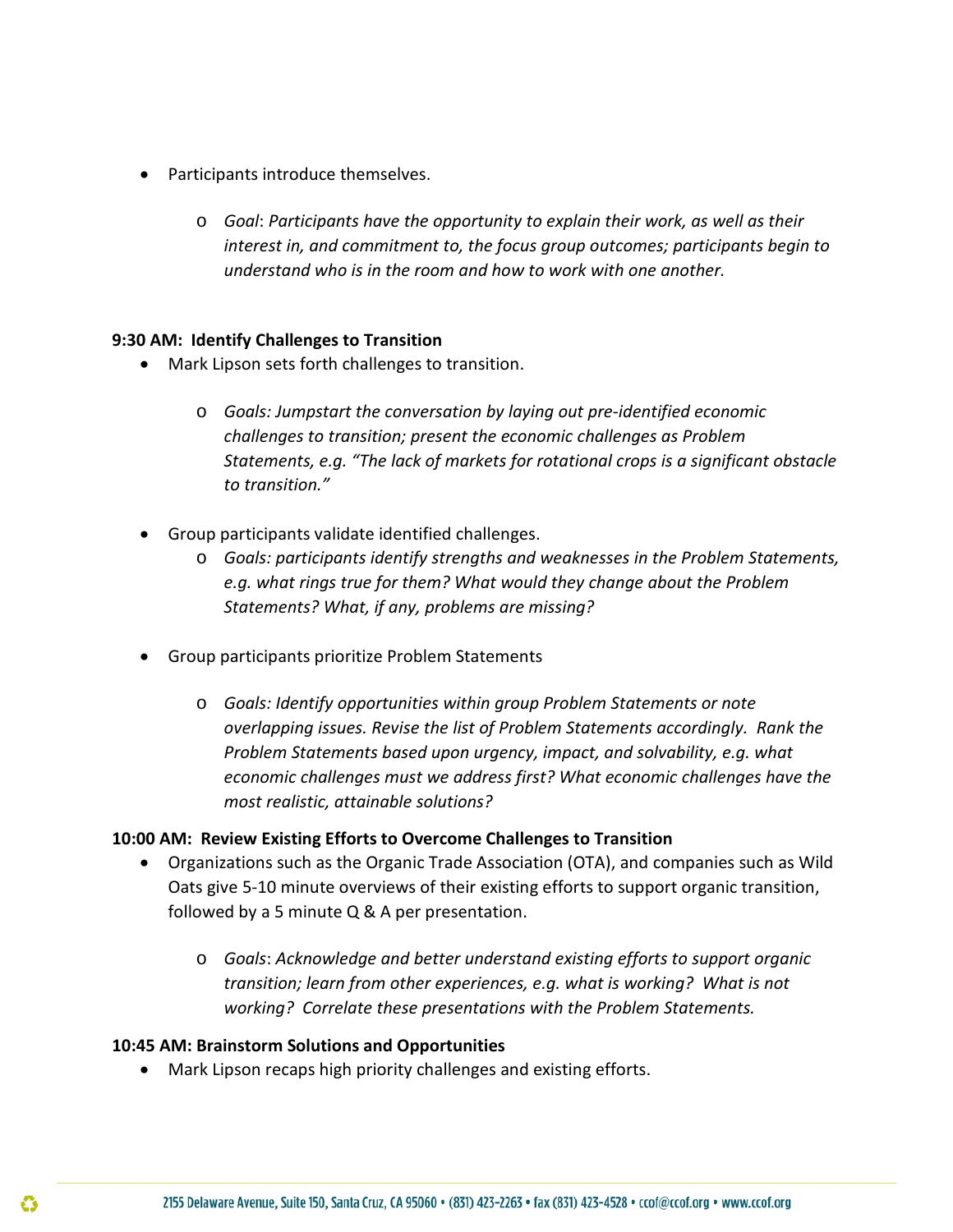- Participants introduce themselves.
    - *Goal*: *Participants have the opportunity to explain their work, as well as their interest in, and commitment to, the focus group outcomes; participants begin to understand who is in the room and how to work with one another.*

**9:30 AM: Identify Challenges to Transition**

- Mark Lipson sets forth challenges to transition.
    - *Goals: Jumpstart the conversation by laying out pre-identified economic challenges to transition; present the economic challenges as Problem Statements, e.g. "The lack of markets for rotational crops is a significant obstacle to transition."*
- Group participants validate identified challenges.
    - *Goals: participants identify strengths and weaknesses in the Problem Statements, e.g. what rings true for them? What would they change about the Problem Statements? What, if any, problems are missing?*
- Group participants prioritize Problem Statements
    - *Goals: Identify opportunities within group Problem Statements or note overlapping issues. Revise the list of Problem Statements accordingly. Rank the Problem Statements based upon urgency, impact, and solvability, e.g. what economic challenges must we address first? What economic challenges have the most realistic, attainable solutions?*

**10:00 AM: Review Existing Efforts to Overcome Challenges to Transition**

- Organizations such as the Organic Trade Association (OTA), and companies such as Wild Oats give 5-10 minute overviews of their existing efforts to support organic transition, followed by a 5 minute Q & A per presentation.
    - *Goals*: *Acknowledge and better understand existing efforts to support organic transition; learn from other experiences, e.g. what is working? What is not working? Correlate these presentations with the Problem Statements.*

**10:45 AM: Brainstorm Solutions and Opportunities**

- Mark Lipson recaps high priority challenges and existing efforts.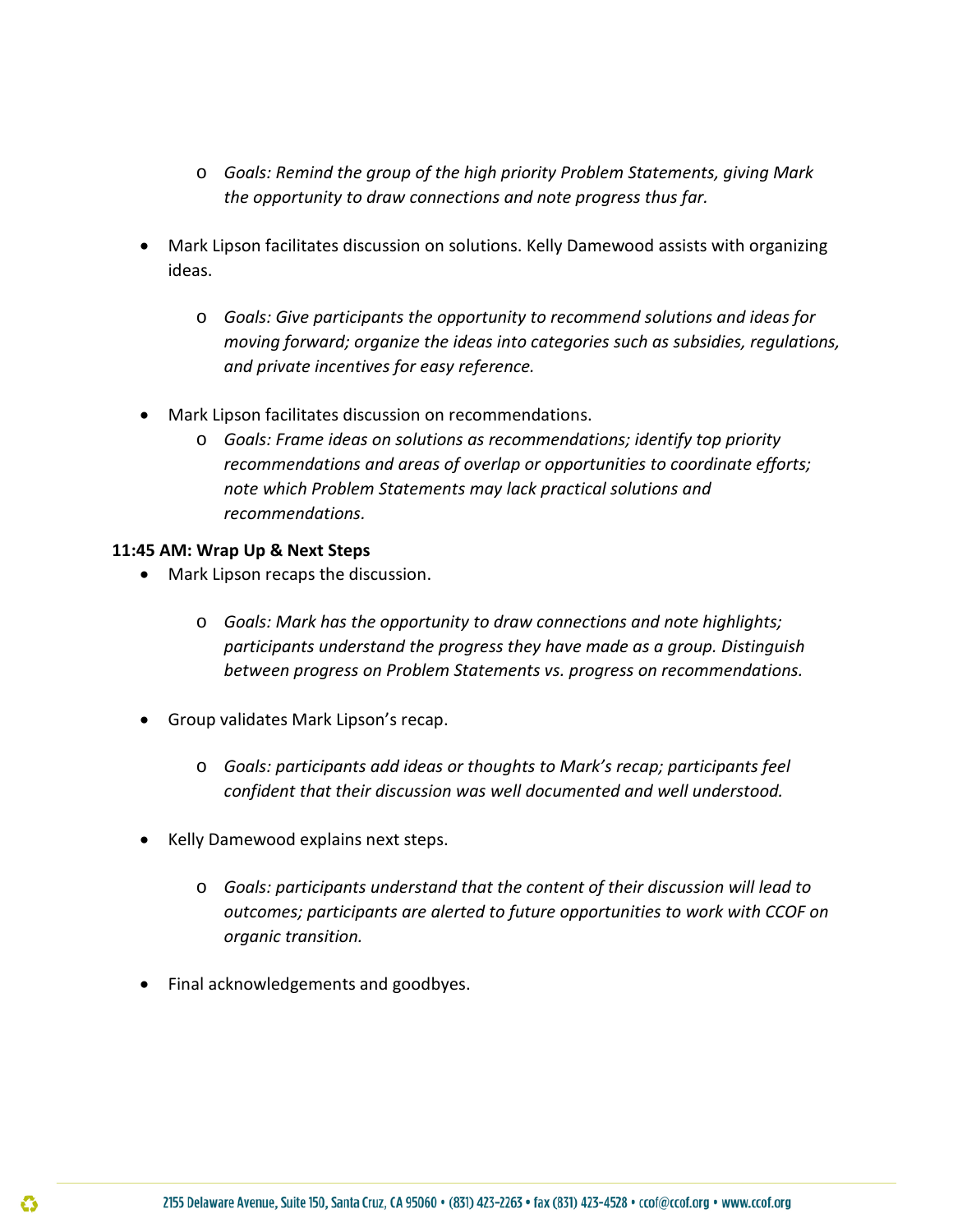- *Goals: Remind the group of the high priority Problem Statements, giving Mark the opportunity to draw connections and note progress thus far.*
- Mark Lipson facilitates discussion on solutions. Kelly Damewood assists with organizing ideas.
  - *Goals: Give participants the opportunity to recommend solutions and ideas for moving forward; organize the ideas into categories such as subsidies, regulations, and private incentives for easy reference.*
- Mark Lipson facilitates discussion on recommendations.
  - *Goals: Frame ideas on solutions as recommendations; identify top priority recommendations and areas of overlap or opportunities to coordinate efforts; note which Problem Statements may lack practical solutions and recommendations.*

**11:45 AM: Wrap Up & Next Steps**

- Mark Lipson recaps the discussion.
  - *Goals: Mark has the opportunity to draw connections and note highlights; participants understand the progress they have made as a group. Distinguish between progress on Problem Statements vs. progress on recommendations.*
- Group validates Mark Lipson's recap.
  - *Goals: participants add ideas or thoughts to Mark's recap; participants feel confident that their discussion was well documented and well understood.*
- Kelly Damewood explains next steps.
  - *Goals: participants understand that the content of their discussion will lead to outcomes; participants are alerted to future opportunities to work with CCOF on organic transition.*
- Final acknowledgements and goodbyes.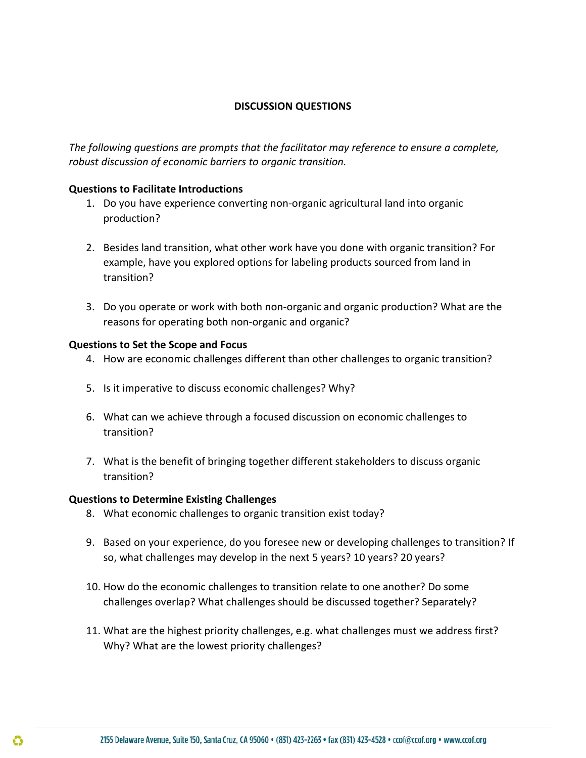## DISCUSSION QUESTIONS

*The following questions are prompts that the facilitator may reference to ensure a complete, robust discussion of economic barriers to organic transition.*

**Questions to Facilitate Introductions**

1. Do you have experience converting non-organic agricultural land into organic production?

2. Besides land transition, what other work have you done with organic transition? For example, have you explored options for labeling products sourced from land in transition?

3. Do you operate or work with both non-organic and organic production? What are the reasons for operating both non-organic and organic?

**Questions to Set the Scope and Focus**

4. How are economic challenges different than other challenges to organic transition?

5. Is it imperative to discuss economic challenges? Why?

6. What can we achieve through a focused discussion on economic challenges to transition?

7. What is the benefit of bringing together different stakeholders to discuss organic transition?

**Questions to Determine Existing Challenges**

8. What economic challenges to organic transition exist today?

9. Based on your experience, do you foresee new or developing challenges to transition? If so, what challenges may develop in the next 5 years? 10 years? 20 years?

10. How do the economic challenges to transition relate to one another? Do some challenges overlap? What challenges should be discussed together? Separately?

11. What are the highest priority challenges, e.g. what challenges must we address first? Why? What are the lowest priority challenges?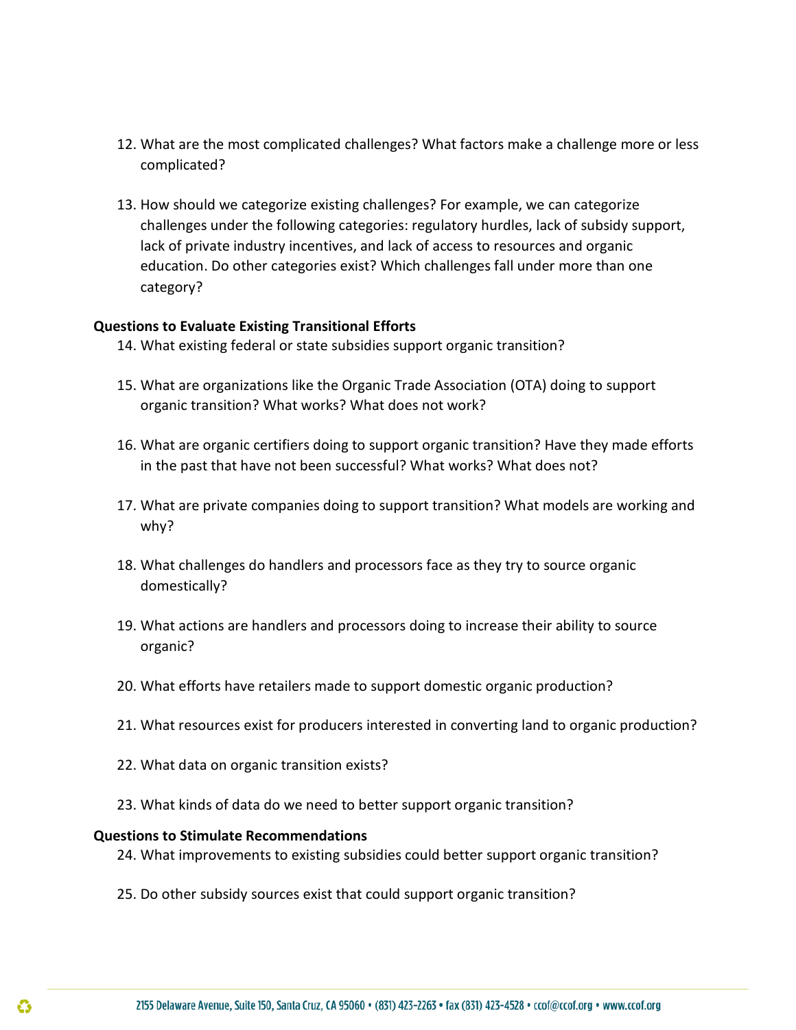12. What are the most complicated challenges? What factors make a challenge more or less complicated?

13. How should we categorize existing challenges? For example, we can categorize challenges under the following categories: regulatory hurdles, lack of subsidy support, lack of private industry incentives, and lack of access to resources and organic education. Do other categories exist? Which challenges fall under more than one category?

**Questions to Evaluate Existing Transitional Efforts**

14. What existing federal or state subsidies support organic transition?

15. What are organizations like the Organic Trade Association (OTA) doing to support organic transition? What works? What does not work?

16. What are organic certifiers doing to support organic transition? Have they made efforts in the past that have not been successful? What works? What does not?

17. What are private companies doing to support transition? What models are working and why?

18. What challenges do handlers and processors face as they try to source organic domestically?

19. What actions are handlers and processors doing to increase their ability to source organic?

20. What efforts have retailers made to support domestic organic production?

21. What resources exist for producers interested in converting land to organic production?

22. What data on organic transition exists?

23. What kinds of data do we need to better support organic transition?

**Questions to Stimulate Recommendations**

24. What improvements to existing subsidies could better support organic transition?

25. Do other subsidy sources exist that could support organic transition?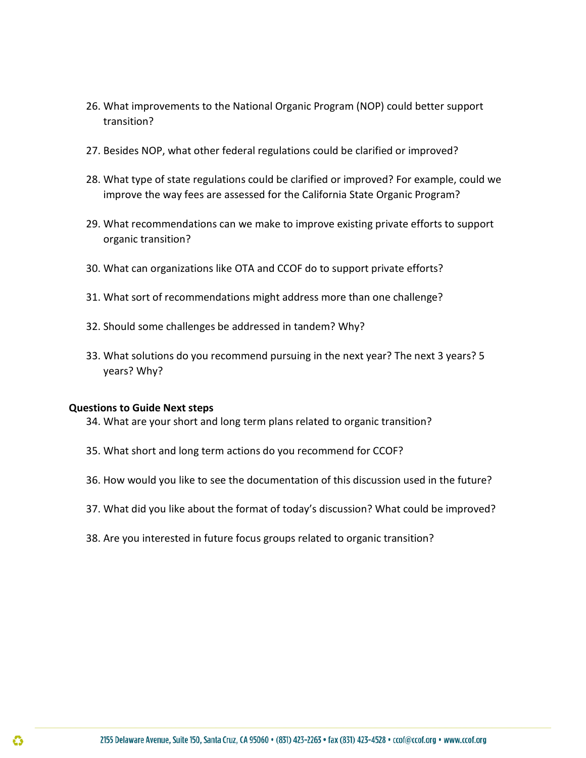26. What improvements to the National Organic Program (NOP) could better support transition?

27. Besides NOP, what other federal regulations could be clarified or improved?

28. What type of state regulations could be clarified or improved? For example, could we improve the way fees are assessed for the California State Organic Program?

29. What recommendations can we make to improve existing private efforts to support organic transition?

30. What can organizations like OTA and CCOF do to support private efforts?

31. What sort of recommendations might address more than one challenge?

32. Should some challenges be addressed in tandem? Why?

33. What solutions do you recommend pursuing in the next year? The next 3 years? 5 years? Why?

**Questions to Guide Next steps**

34. What are your short and long term plans related to organic transition?

35. What short and long term actions do you recommend for CCOF?

36. How would you like to see the documentation of this discussion used in the future?

37. What did you like about the format of today's discussion? What could be improved?

38. Are you interested in future focus groups related to organic transition?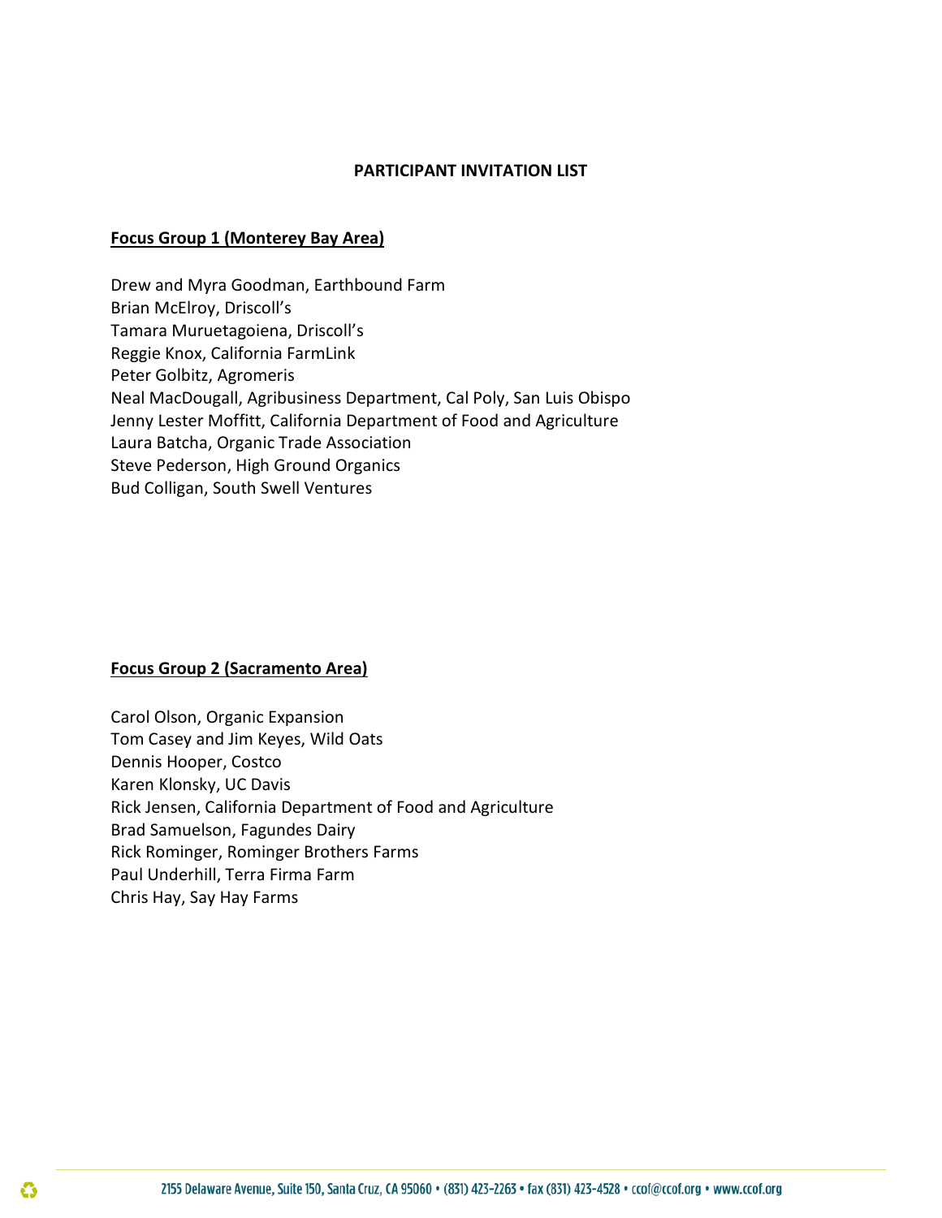**PARTICIPANT INVITATION LIST**

**Focus Group 1 (Monterey Bay Area)**

Drew and Myra Goodman, Earthbound Farm
Brian McElroy, Driscoll's
Tamara Muruetagoiena, Driscoll's
Reggie Knox, California FarmLink
Peter Golbitz, Agromeris
Neal MacDougall, Agribusiness Department, Cal Poly, San Luis Obispo
Jenny Lester Moffitt, California Department of Food and Agriculture
Laura Batcha, Organic Trade Association
Steve Pederson, High Ground Organics
Bud Colligan, South Swell Ventures

**Focus Group 2 (Sacramento Area)**

Carol Olson, Organic Expansion
Tom Casey and Jim Keyes, Wild Oats
Dennis Hooper, Costco
Karen Klonsky, UC Davis
Rick Jensen, California Department of Food and Agriculture
Brad Samuelson, Fagundes Dairy
Rick Rominger, Rominger Brothers Farms
Paul Underhill, Terra Firma Farm
Chris Hay, Say Hay Farms